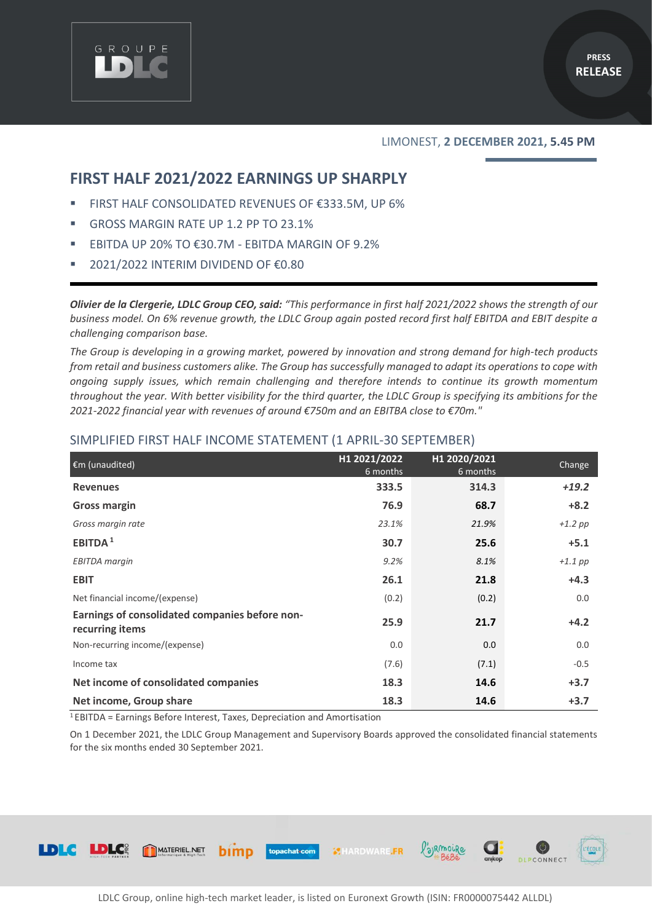LIMONEST, **2 DECEMBER 2021, 5.45 PM**

# FIRST HALF 2021/2022 EARNINGS UP SHARPLY

- FIRST HALF CONSOLIDATED REVENUES OF €333.5M, UP 6%
- GROSS MARGIN RATE UP 1.2 PP TO 23.1%
- EBITDA UP 20% TO €30.7M - EBITDA MARGIN OF 9.2%
- 2021/2022 INTERIM DIVIDEND OF €0.80

***Olivier de la Clergerie, LDLC Group CEO, said:*** *"This performance in first half 2021/2022 shows the strength of our business model. On 6% revenue growth, the LDLC Group again posted record first half EBITDA and EBIT despite a challenging comparison base.*

*The Group is developing in a growing market, powered by innovation and strong demand for high-tech products from retail and business customers alike. The Group has successfully managed to adapt its operations to cope with ongoing supply issues, which remain challenging and therefore intends to continue its growth momentum throughout the year. With better visibility for the third quarter, the LDLC Group is specifying its ambitions for the 2021-2022 financial year with revenues of around €750m and an EBITBA close to €70m."*

## SIMPLIFIED FIRST HALF INCOME STATEMENT (1 APRIL-30 SEPTEMBER)

| €m (unaudited) | H1 2021/2022 6 months | H1 2020/2021 6 months | Change |
|---|---|---|---|
| **Revenues** | **333.5** | **314.3** | ***+19.2*** |
| **Gross margin** | **76.9** | **68.7** | **+8.2** |
| *Gross margin rate* | *23.1%* | *21.9%* | *+1.2 pp* |
| **EBITDA** [1] | **30.7** | **25.6** | **+5.1** |
| *EBITDA margin* | *9.2%* | *8.1%* | *+1.1 pp* |
| **EBIT** | **26.1** | **21.8** | **+4.3** |
| Net financial income/(expense) | (0.2) | (0.2) | 0.0 |
| **Earnings of consolidated companies before non-recurring items** | **25.9** | **21.7** | **+4.2** |
| Non-recurring income/(expense) | 0.0 | 0.0 | 0.0 |
| Income tax | (7.6) | (7.1) | -0.5 |
| **Net income of consolidated companies** | **18.3** | **14.6** | **+3.7** |
| **Net income, Group share** | **18.3** | **14.6** | **+3.7** |

[1] EBITDA = Earnings Before Interest, Taxes, Depreciation and Amortisation

On 1 December 2021, the LDLC Group Management and Supervisory Boards approved the consolidated financial statements for the six months ended 30 September 2021.

LDLC Group, online high-tech market leader, is listed on Euronext Growth (ISIN: FR0000075442 ALLDL)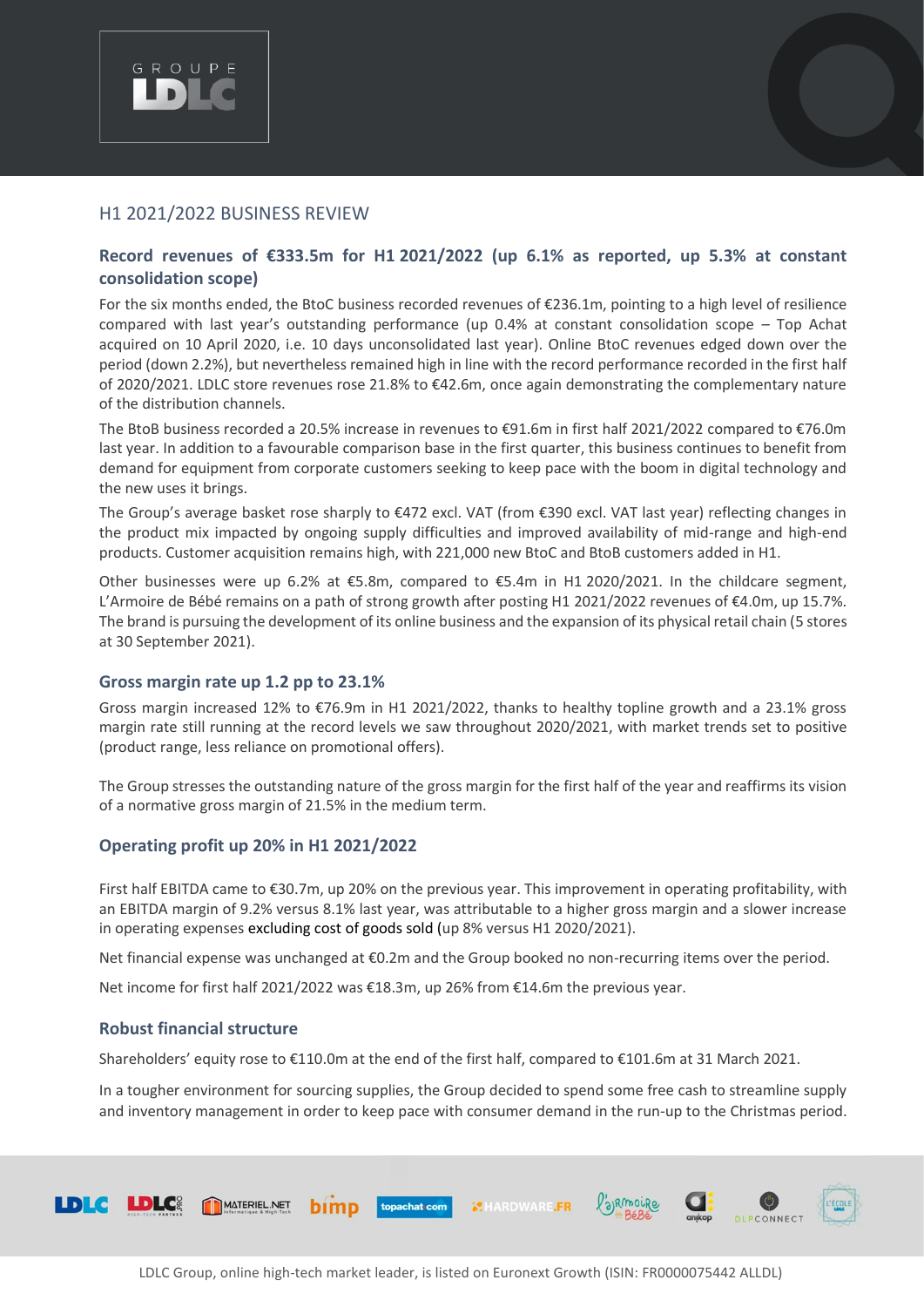## H1 2021/2022 BUSINESS REVIEW

### Record revenues of €333.5m for H1 2021/2022 (up 6.1% as reported, up 5.3% at constant consolidation scope)

For the six months ended, the BtoC business recorded revenues of €236.1m, pointing to a high level of resilience compared with last year's outstanding performance (up 0.4% at constant consolidation scope – Top Achat acquired on 10 April 2020, i.e. 10 days unconsolidated last year). Online BtoC revenues edged down over the period (down 2.2%), but nevertheless remained high in line with the record performance recorded in the first half of 2020/2021. LDLC store revenues rose 21.8% to €42.6m, once again demonstrating the complementary nature of the distribution channels.

The BtoB business recorded a 20.5% increase in revenues to €91.6m in first half 2021/2022 compared to €76.0m last year. In addition to a favourable comparison base in the first quarter, this business continues to benefit from demand for equipment from corporate customers seeking to keep pace with the boom in digital technology and the new uses it brings.

The Group's average basket rose sharply to €472 excl. VAT (from €390 excl. VAT last year) reflecting changes in the product mix impacted by ongoing supply difficulties and improved availability of mid-range and high-end products. Customer acquisition remains high, with 221,000 new BtoC and BtoB customers added in H1.

Other businesses were up 6.2% at €5.8m, compared to €5.4m in H1 2020/2021. In the childcare segment, L'Armoire de Bébé remains on a path of strong growth after posting H1 2021/2022 revenues of €4.0m, up 15.7%. The brand is pursuing the development of its online business and the expansion of its physical retail chain (5 stores at 30 September 2021).

### Gross margin rate up 1.2 pp to 23.1%

Gross margin increased 12% to €76.9m in H1 2021/2022, thanks to healthy topline growth and a 23.1% gross margin rate still running at the record levels we saw throughout 2020/2021, with market trends set to positive (product range, less reliance on promotional offers).

The Group stresses the outstanding nature of the gross margin for the first half of the year and reaffirms its vision of a normative gross margin of 21.5% in the medium term.

### Operating profit up 20% in H1 2021/2022

First half EBITDA came to €30.7m, up 20% on the previous year. This improvement in operating profitability, with an EBITDA margin of 9.2% versus 8.1% last year, was attributable to a higher gross margin and a slower increase in operating expenses excluding cost of goods sold (up 8% versus H1 2020/2021).

Net financial expense was unchanged at €0.2m and the Group booked no non-recurring items over the period.

Net income for first half 2021/2022 was €18.3m, up 26% from €14.6m the previous year.

### Robust financial structure

Shareholders' equity rose to €110.0m at the end of the first half, compared to €101.6m at 31 March 2021.

In a tougher environment for sourcing supplies, the Group decided to spend some free cash to streamline supply and inventory management in order to keep pace with consumer demand in the run-up to the Christmas period.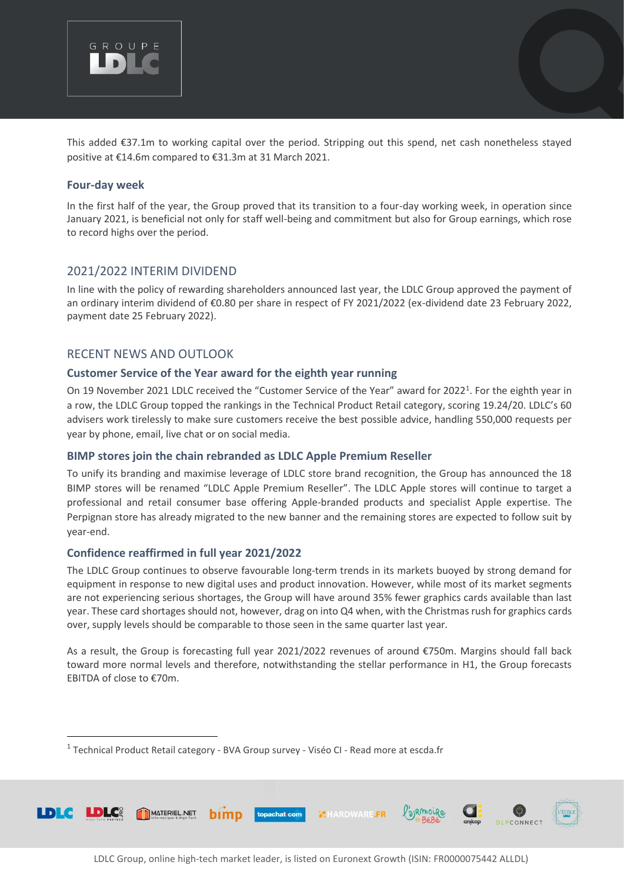This added €37.1m to working capital over the period. Stripping out this spend, net cash nonetheless stayed positive at €14.6m compared to €31.3m at 31 March 2021.

### Four-day week

In the first half of the year, the Group proved that its transition to a four-day working week, in operation since January 2021, is beneficial not only for staff well-being and commitment but also for Group earnings, which rose to record highs over the period.

## 2021/2022 INTERIM DIVIDEND

In line with the policy of rewarding shareholders announced last year, the LDLC Group approved the payment of an ordinary interim dividend of €0.80 per share in respect of FY 2021/2022 (ex-dividend date 23 February 2022, payment date 25 February 2022).

## RECENT NEWS AND OUTLOOK

### Customer Service of the Year award for the eighth year running

On 19 November 2021 LDLC received the "Customer Service of the Year" award for 2022[1]. For the eighth year in a row, the LDLC Group topped the rankings in the Technical Product Retail category, scoring 19.24/20. LDLC's 60 advisers work tirelessly to make sure customers receive the best possible advice, handling 550,000 requests per year by phone, email, live chat or on social media.

### BIMP stores join the chain rebranded as LDLC Apple Premium Reseller

To unify its branding and maximise leverage of LDLC store brand recognition, the Group has announced the 18 BIMP stores will be renamed "LDLC Apple Premium Reseller". The LDLC Apple stores will continue to target a professional and retail consumer base offering Apple-branded products and specialist Apple expertise. The Perpignan store has already migrated to the new banner and the remaining stores are expected to follow suit by year-end.

### Confidence reaffirmed in full year 2021/2022

The LDLC Group continues to observe favourable long-term trends in its markets buoyed by strong demand for equipment in response to new digital uses and product innovation. However, while most of its market segments are not experiencing serious shortages, the Group will have around 35% fewer graphics cards available than last year. These card shortages should not, however, drag on into Q4 when, with the Christmas rush for graphics cards over, supply levels should be comparable to those seen in the same quarter last year.

As a result, the Group is forecasting full year 2021/2022 revenues of around €750m. Margins should fall back toward more normal levels and therefore, notwithstanding the stellar performance in H1, the Group forecasts EBITDA of close to €70m.

[1] Technical Product Retail category - BVA Group survey - Viséo CI - Read more at escda.fr

LDLC Group, online high-tech market leader, is listed on Euronext Growth (ISIN: FR0000075442 ALLDL)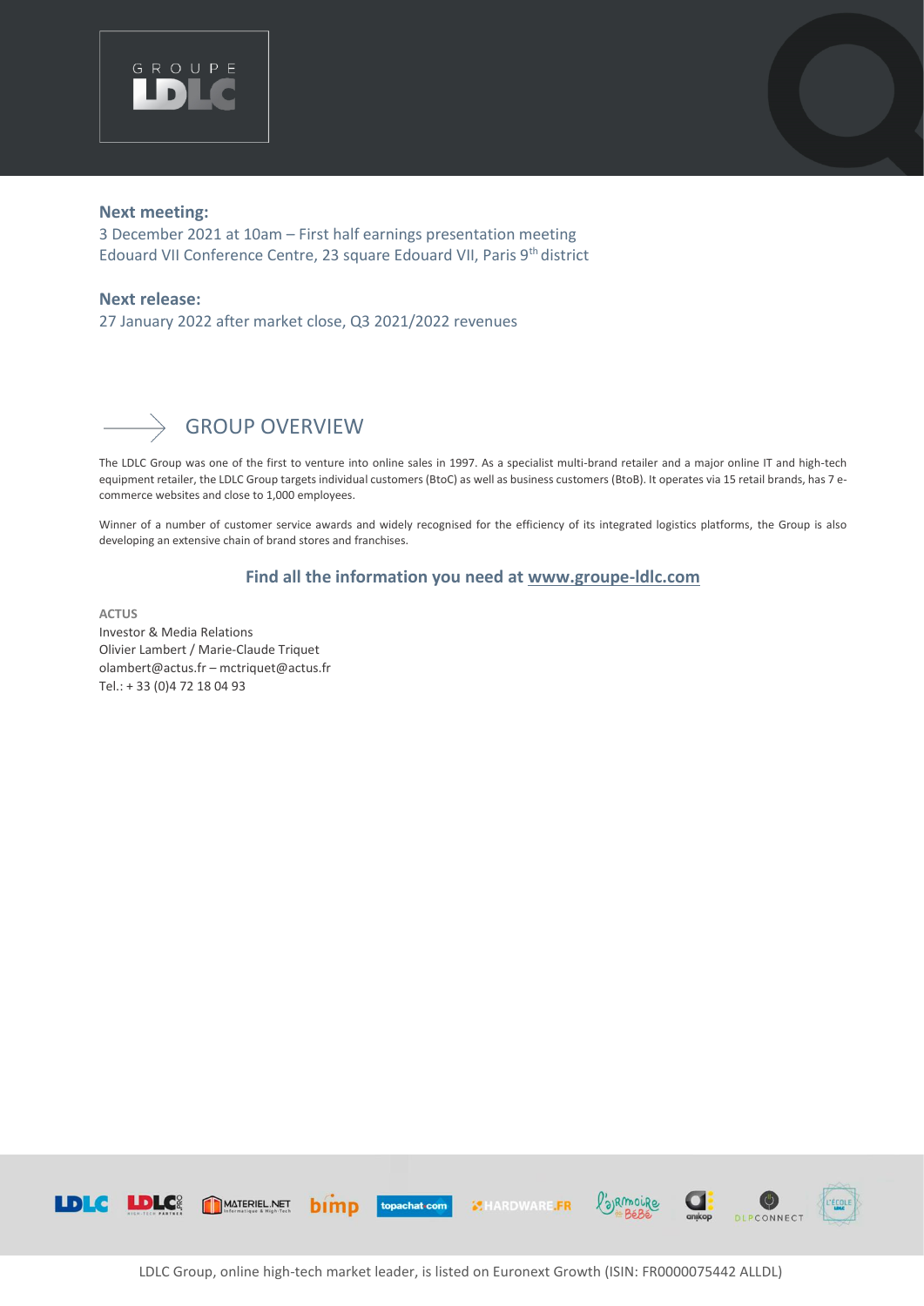**Next meeting:**

3 December 2021 at 10am – First half earnings presentation meeting
Edouard VII Conference Centre, 23 square Edouard VII, Paris 9th district

**Next release:**

27 January 2022 after market close, Q3 2021/2022 revenues

## GROUP OVERVIEW

The LDLC Group was one of the first to venture into online sales in 1997. As a specialist multi-brand retailer and a major online IT and high-tech equipment retailer, the LDLC Group targets individual customers (BtoC) as well as business customers (BtoB). It operates via 15 retail brands, has 7 e-commerce websites and close to 1,000 employees.

Winner of a number of customer service awards and widely recognised for the efficiency of its integrated logistics platforms, the Group is also developing an extensive chain of brand stores and franchises.

**Find all the information you need at www.groupe-ldlc.com**

ACTUS
Investor & Media Relations
Olivier Lambert / Marie-Claude Triquet
olambert@actus.fr – mctriquet@actus.fr
Tel.: + 33 (0)4 72 18 04 93

LDLC Group, online high-tech market leader, is listed on Euronext Growth (ISIN: FR0000075442 ALLDL)